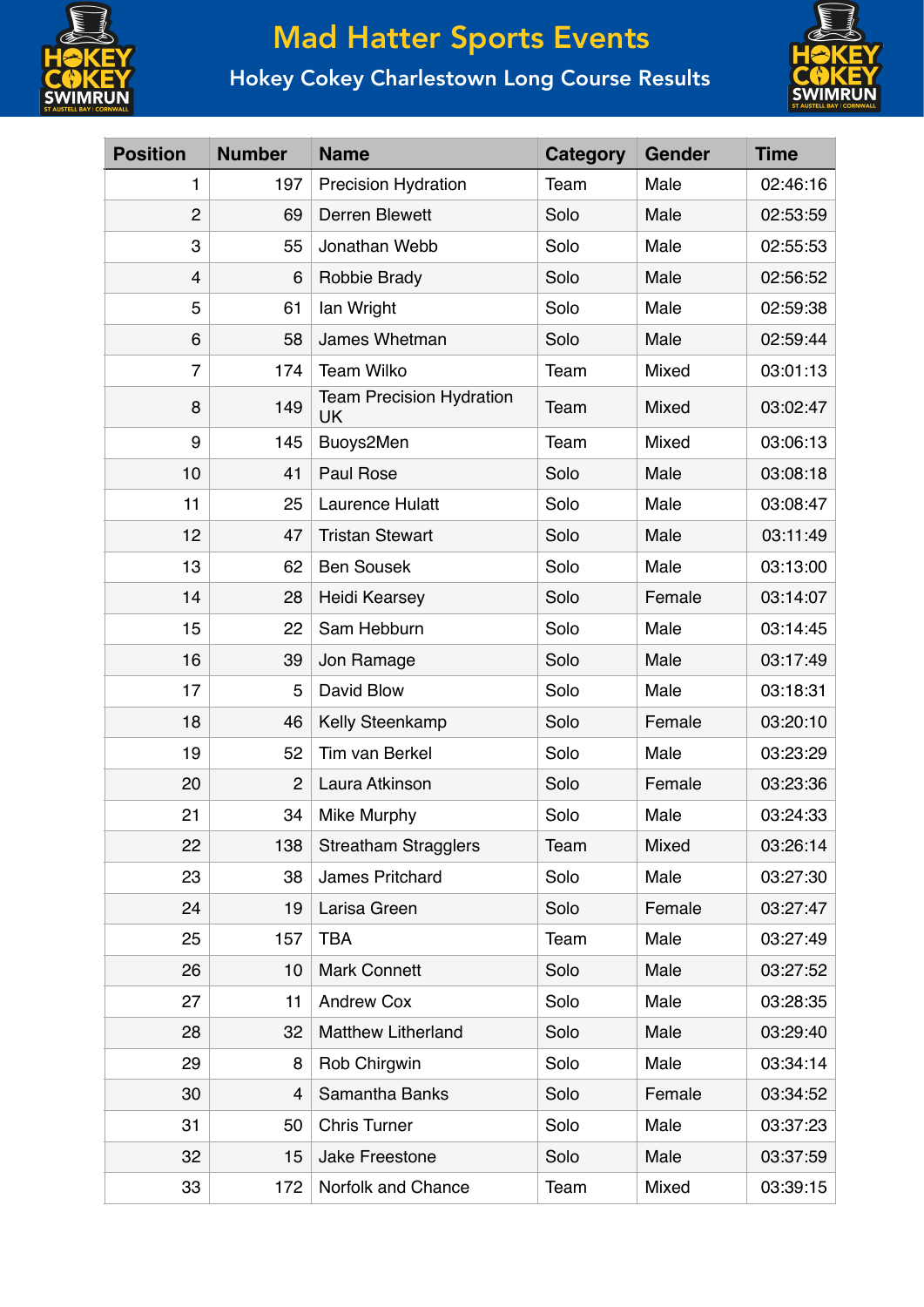# Mad Hatter Sports Events

## Hokey Cokey Charlestown Long Course Results

| Position | Number | Name | Category | Gender | Time |
|---|---|---|---|---|---|
| 1 | 197 | Precision Hydration | Team | Male | 02:46:16 |
| 2 | 69 | Derren Blewett | Solo | Male | 02:53:59 |
| 3 | 55 | Jonathan Webb | Solo | Male | 02:55:53 |
| 4 | 6 | Robbie Brady | Solo | Male | 02:56:52 |
| 5 | 61 | Ian Wright | Solo | Male | 02:59:38 |
| 6 | 58 | James Whetman | Solo | Male | 02:59:44 |
| 7 | 174 | Team Wilko | Team | Mixed | 03:01:13 |
| 8 | 149 | Team Precision Hydration UK | Team | Mixed | 03:02:47 |
| 9 | 145 | Buoys2Men | Team | Mixed | 03:06:13 |
| 10 | 41 | Paul Rose | Solo | Male | 03:08:18 |
| 11 | 25 | Laurence Hulatt | Solo | Male | 03:08:47 |
| 12 | 47 | Tristan Stewart | Solo | Male | 03:11:49 |
| 13 | 62 | Ben Sousek | Solo | Male | 03:13:00 |
| 14 | 28 | Heidi Kearsey | Solo | Female | 03:14:07 |
| 15 | 22 | Sam Hebburn | Solo | Male | 03:14:45 |
| 16 | 39 | Jon Ramage | Solo | Male | 03:17:49 |
| 17 | 5 | David Blow | Solo | Male | 03:18:31 |
| 18 | 46 | Kelly Steenkamp | Solo | Female | 03:20:10 |
| 19 | 52 | Tim van Berkel | Solo | Male | 03:23:29 |
| 20 | 2 | Laura Atkinson | Solo | Female | 03:23:36 |
| 21 | 34 | Mike Murphy | Solo | Male | 03:24:33 |
| 22 | 138 | Streatham Stragglers | Team | Mixed | 03:26:14 |
| 23 | 38 | James Pritchard | Solo | Male | 03:27:30 |
| 24 | 19 | Larisa Green | Solo | Female | 03:27:47 |
| 25 | 157 | TBA | Team | Male | 03:27:49 |
| 26 | 10 | Mark Connett | Solo | Male | 03:27:52 |
| 27 | 11 | Andrew Cox | Solo | Male | 03:28:35 |
| 28 | 32 | Matthew Litherland | Solo | Male | 03:29:40 |
| 29 | 8 | Rob Chirgwin | Solo | Male | 03:34:14 |
| 30 | 4 | Samantha Banks | Solo | Female | 03:34:52 |
| 31 | 50 | Chris Turner | Solo | Male | 03:37:23 |
| 32 | 15 | Jake Freestone | Solo | Male | 03:37:59 |
| 33 | 172 | Norfolk and Chance | Team | Mixed | 03:39:15 |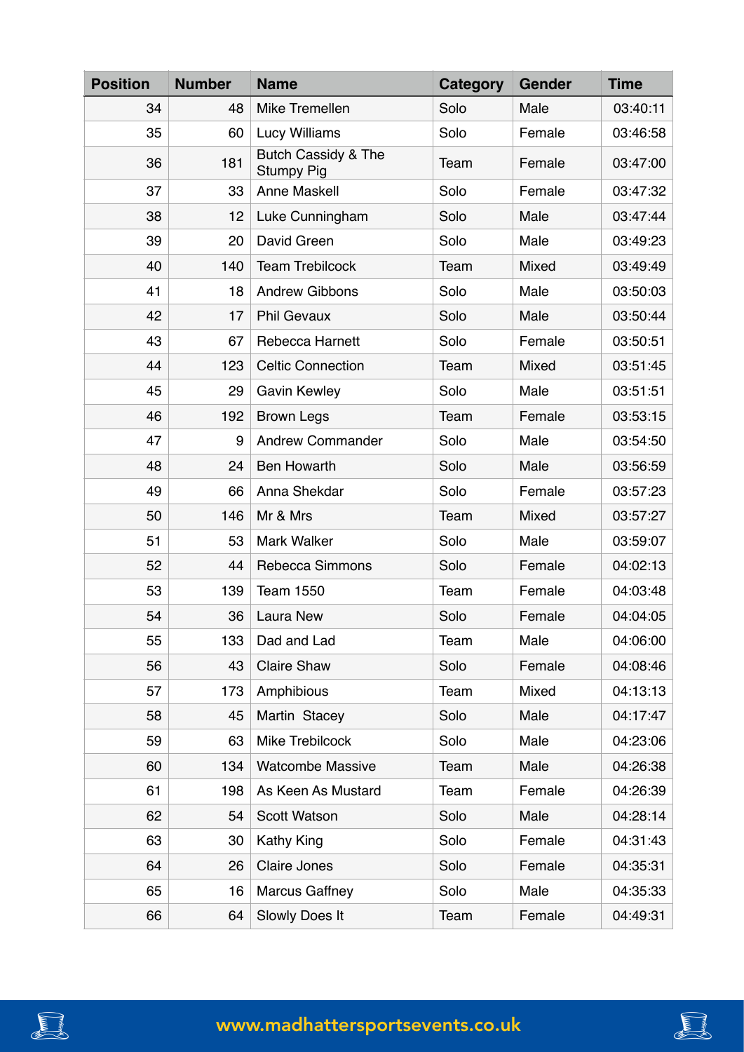| Position | Number | Name | Category | Gender | Time |
|---|---|---|---|---|---|
| 34 | 48 | Mike Tremellen | Solo | Male | 03:40:11 |
| 35 | 60 | Lucy Williams | Solo | Female | 03:46:58 |
| 36 | 181 | Butch Cassidy & The Stumpy Pig | Team | Female | 03:47:00 |
| 37 | 33 | Anne Maskell | Solo | Female | 03:47:32 |
| 38 | 12 | Luke Cunningham | Solo | Male | 03:47:44 |
| 39 | 20 | David Green | Solo | Male | 03:49:23 |
| 40 | 140 | Team Trebilcock | Team | Mixed | 03:49:49 |
| 41 | 18 | Andrew Gibbons | Solo | Male | 03:50:03 |
| 42 | 17 | Phil Gevaux | Solo | Male | 03:50:44 |
| 43 | 67 | Rebecca Harnett | Solo | Female | 03:50:51 |
| 44 | 123 | Celtic Connection | Team | Mixed | 03:51:45 |
| 45 | 29 | Gavin Kewley | Solo | Male | 03:51:51 |
| 46 | 192 | Brown Legs | Team | Female | 03:53:15 |
| 47 | 9 | Andrew Commander | Solo | Male | 03:54:50 |
| 48 | 24 | Ben Howarth | Solo | Male | 03:56:59 |
| 49 | 66 | Anna Shekdar | Solo | Female | 03:57:23 |
| 50 | 146 | Mr & Mrs | Team | Mixed | 03:57:27 |
| 51 | 53 | Mark Walker | Solo | Male | 03:59:07 |
| 52 | 44 | Rebecca Simmons | Solo | Female | 04:02:13 |
| 53 | 139 | Team 1550 | Team | Female | 04:03:48 |
| 54 | 36 | Laura New | Solo | Female | 04:04:05 |
| 55 | 133 | Dad and Lad | Team | Male | 04:06:00 |
| 56 | 43 | Claire Shaw | Solo | Female | 04:08:46 |
| 57 | 173 | Amphibious | Team | Mixed | 04:13:13 |
| 58 | 45 | Martin  Stacey | Solo | Male | 04:17:47 |
| 59 | 63 | Mike Trebilcock | Solo | Male | 04:23:06 |
| 60 | 134 | Watcombe Massive | Team | Male | 04:26:38 |
| 61 | 198 | As Keen As Mustard | Team | Female | 04:26:39 |
| 62 | 54 | Scott Watson | Solo | Male | 04:28:14 |
| 63 | 30 | Kathy King | Solo | Female | 04:31:43 |
| 64 | 26 | Claire Jones | Solo | Female | 04:35:31 |
| 65 | 16 | Marcus Gaffney | Solo | Male | 04:35:33 |
| 66 | 64 | Slowly Does It | Team | Female | 04:49:31 |

www.madhattersportsevents.co.uk